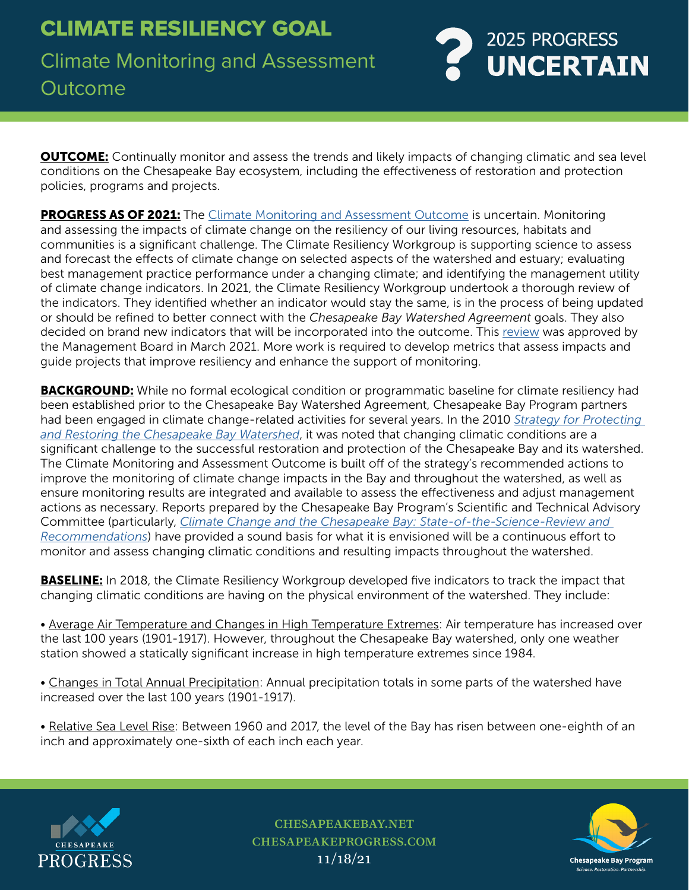# CLIMATE RESILIENCY GOAL

## Climate Monitoring and Assessment Outcome

**2025 PROGRESS UNCERTAIN**

**OUTCOME:** Continually monitor and assess the trends and likely impacts of changing climatic and sea level conditions on the Chesapeake Bay ecosystem, including the effectiveness of restoration and protection policies, programs and projects.

**PROGRESS AS OF 2021:** The Climate Monitoring and Assessment Outcome is uncertain. Monitoring and assessing the impacts of climate change on the resiliency of our living resources, habitats and communities is a significant challenge. The Climate Resiliency Workgroup is supporting science to assess and forecast the effects of climate change on selected aspects of the watershed and estuary; evaluating best management practice performance under a changing climate; and identifying the management utility of climate change indicators. In 2021, the Climate Resiliency Workgroup undertook a thorough review of the indicators. They identified whether an indicator would stay the same, is in the process of being updated or should be refined to better connect with the *Chesapeake Bay Watershed Agreement* goals. They also decided on brand new indicators that will be incorporated into the outcome. This review was approved by the Management Board in March 2021. More work is required to develop metrics that assess impacts and guide projects that improve resiliency and enhance the support of monitoring.

**BACKGROUND:** While no formal ecological condition or programmatic baseline for climate resiliency had been established prior to the Chesapeake Bay Watershed Agreement, Chesapeake Bay Program partners had been engaged in climate change-related activities for several years. In the 2010 *Strategy for Protecting and Restoring the Chesapeake Bay Watershed*, it was noted that changing climatic conditions are a significant challenge to the successful restoration and protection of the Chesapeake Bay and its watershed. The Climate Monitoring and Assessment Outcome is built off of the strategy's recommended actions to improve the monitoring of climate change impacts in the Bay and throughout the watershed, as well as ensure monitoring results are integrated and available to assess the effectiveness and adjust management actions as necessary. Reports prepared by the Chesapeake Bay Program's Scientific and Technical Advisory Committee (particularly, *Climate Change and the Chesapeake Bay: State-of-the-Science-Review and Recommendations*) have provided a sound basis for what it is envisioned will be a continuous effort to monitor and assess changing climatic conditions and resulting impacts throughout the watershed.

**BASELINE:** In 2018, the Climate Resiliency Workgroup developed five indicators to track the impact that changing climatic conditions are having on the physical environment of the watershed. They include:

- Average Air Temperature and Changes in High Temperature Extremes: Air temperature has increased over the last 100 years (1901-1917). However, throughout the Chesapeake Bay watershed, only one weather station showed a statically significant increase in high temperature extremes since 1984.

- Changes in Total Annual Precipitation: Annual precipitation totals in some parts of the watershed have increased over the last 100 years (1901-1917).

- Relative Sea Level Rise: Between 1960 and 2017, the level of the Bay has risen between one-eighth of an inch and approximately one-sixth of each inch each year.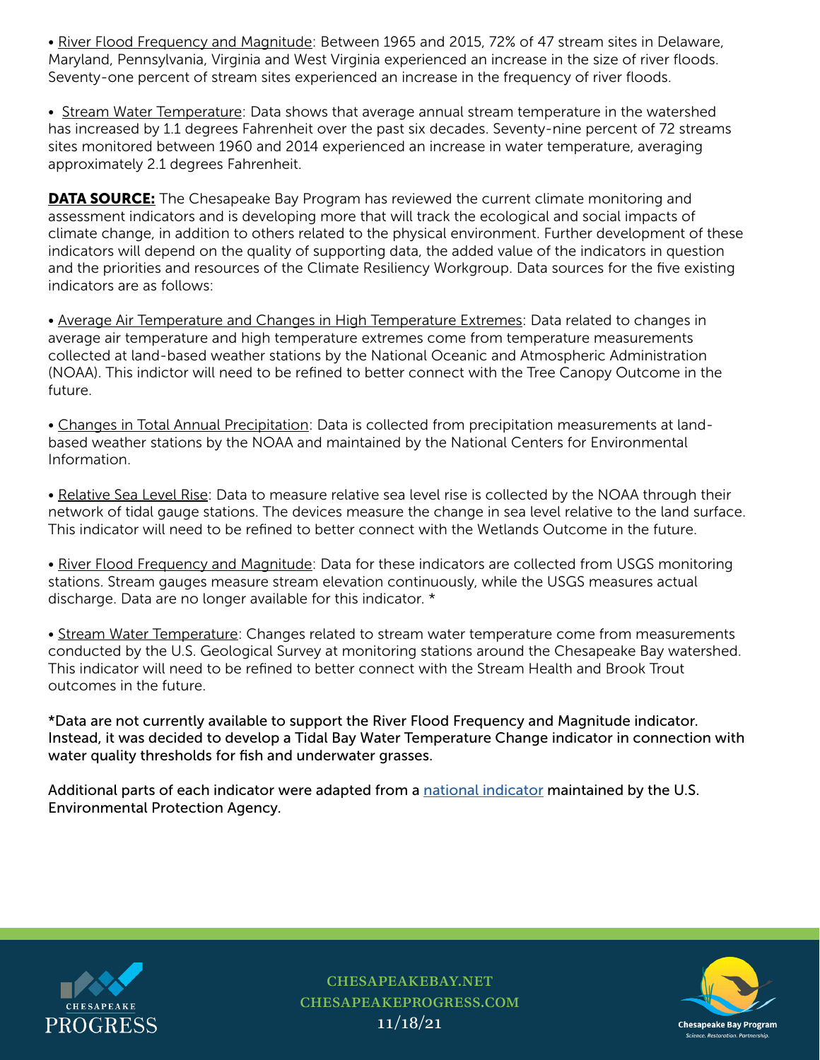• River Flood Frequency and Magnitude: Between 1965 and 2015, 72% of 47 stream sites in Delaware, Maryland, Pennsylvania, Virginia and West Virginia experienced an increase in the size of river floods. Seventy-one percent of stream sites experienced an increase in the frequency of river floods.

• Stream Water Temperature: Data shows that average annual stream temperature in the watershed has increased by 1.1 degrees Fahrenheit over the past six decades. Seventy-nine percent of 72 streams sites monitored between 1960 and 2014 experienced an increase in water temperature, averaging approximately 2.1 degrees Fahrenheit.

**DATA SOURCE:** The Chesapeake Bay Program has reviewed the current climate monitoring and assessment indicators and is developing more that will track the ecological and social impacts of climate change, in addition to others related to the physical environment. Further development of these indicators will depend on the quality of supporting data, the added value of the indicators in question and the priorities and resources of the Climate Resiliency Workgroup. Data sources for the five existing indicators are as follows:

• Average Air Temperature and Changes in High Temperature Extremes: Data related to changes in average air temperature and high temperature extremes come from temperature measurements collected at land-based weather stations by the National Oceanic and Atmospheric Administration (NOAA). This indictor will need to be refined to better connect with the Tree Canopy Outcome in the future.

• Changes in Total Annual Precipitation: Data is collected from precipitation measurements at land-based weather stations by the NOAA and maintained by the National Centers for Environmental Information.

• Relative Sea Level Rise: Data to measure relative sea level rise is collected by the NOAA through their network of tidal gauge stations. The devices measure the change in sea level relative to the land surface. This indicator will need to be refined to better connect with the Wetlands Outcome in the future.

• River Flood Frequency and Magnitude: Data for these indicators are collected from USGS monitoring stations. Stream gauges measure stream elevation continuously, while the USGS measures actual discharge. Data are no longer available for this indicator. *

• Stream Water Temperature: Changes related to stream water temperature come from measurements conducted by the U.S. Geological Survey at monitoring stations around the Chesapeake Bay watershed. This indicator will need to be refined to better connect with the Stream Health and Brook Trout outcomes in the future.

*Data are not currently available to support the River Flood Frequency and Magnitude indicator. Instead, it was decided to develop a Tidal Bay Water Temperature Change indicator in connection with water quality thresholds for fish and underwater grasses.

Additional parts of each indicator were adapted from a national indicator maintained by the U.S. Environmental Protection Agency.

CHESAPEAKE PROGRESS

CHESAPEAKEBAY.NET
CHESAPEAKEPROGRESS.COM
11/18/21

Chesapeake Bay Program
Science. Restoration. Partnership.